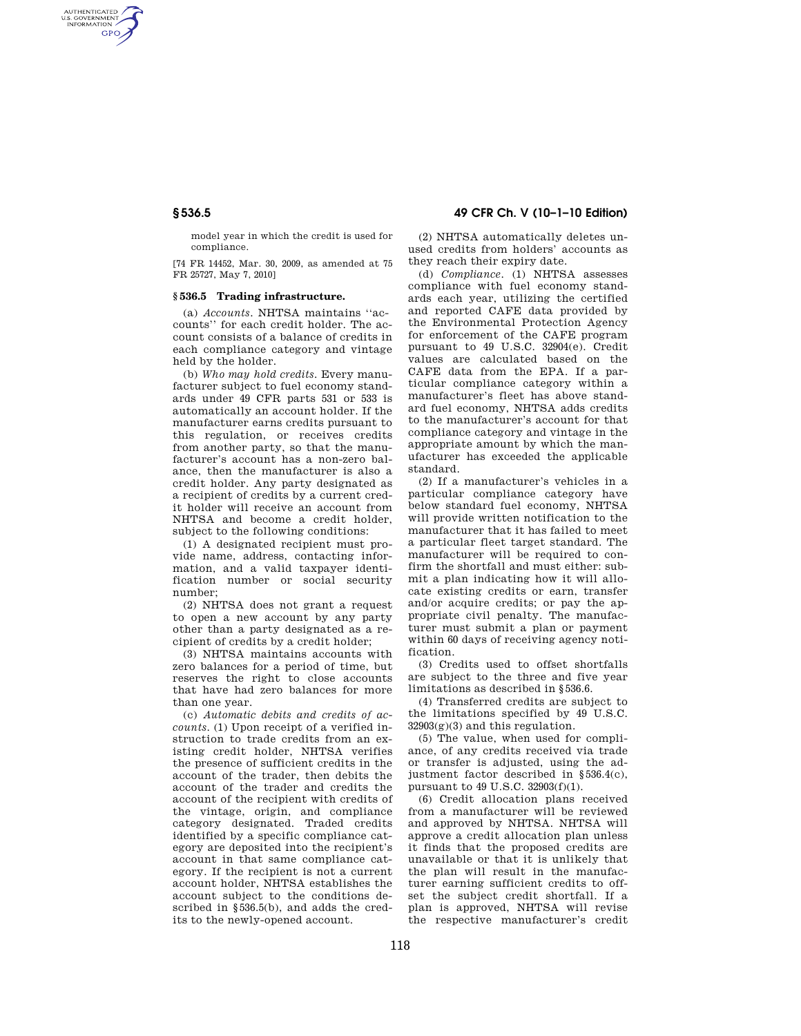model year in which the credit is used for compliance.

[74 FR 14452, Mar. 30, 2009, as amended at 75 FR 25727, May 7, 2010]

## § 536.5 Trading infrastructure.

(a) *Accounts.* NHTSA maintains "accounts" for each credit holder. The account consists of a balance of credits in each compliance category and vintage held by the holder.

(b) *Who may hold credits.* Every manufacturer subject to fuel economy standards under 49 CFR parts 531 or 533 is automatically an account holder. If the manufacturer earns credits pursuant to this regulation, or receives credits from another party, so that the manufacturer's account has a non-zero balance, then the manufacturer is also a credit holder. Any party designated as a recipient of credits by a current credit holder will receive an account from NHTSA and become a credit holder, subject to the following conditions:

(1) A designated recipient must provide name, address, contacting information, and a valid taxpayer identification number or social security number;

(2) NHTSA does not grant a request to open a new account by any party other than a party designated as a recipient of credits by a credit holder;

(3) NHTSA maintains accounts with zero balances for a period of time, but reserves the right to close accounts that have had zero balances for more than one year.

(c) *Automatic debits and credits of accounts.* (1) Upon receipt of a verified instruction to trade credits from an existing credit holder, NHTSA verifies the presence of sufficient credits in the account of the trader, then debits the account of the trader and credits the account of the recipient with credits of the vintage, origin, and compliance category designated. Traded credits identified by a specific compliance category are deposited into the recipient's account in that same compliance category. If the recipient is not a current account holder, NHTSA establishes the account subject to the conditions described in §536.5(b), and adds the credits to the newly-opened account.

(2) NHTSA automatically deletes unused credits from holders' accounts as they reach their expiry date.

(d) *Compliance.* (1) NHTSA assesses compliance with fuel economy standards each year, utilizing the certified and reported CAFE data provided by the Environmental Protection Agency for enforcement of the CAFE program pursuant to 49 U.S.C. 32904(e). Credit values are calculated based on the CAFE data from the EPA. If a particular compliance category within a manufacturer's fleet has above standard fuel economy, NHTSA adds credits to the manufacturer's account for that compliance category and vintage in the appropriate amount by which the manufacturer has exceeded the applicable standard.

(2) If a manufacturer's vehicles in a particular compliance category have below standard fuel economy, NHTSA will provide written notification to the manufacturer that it has failed to meet a particular fleet target standard. The manufacturer will be required to confirm the shortfall and must either: submit a plan indicating how it will allocate existing credits or earn, transfer and/or acquire credits; or pay the appropriate civil penalty. The manufacturer must submit a plan or payment within 60 days of receiving agency notification.

(3) Credits used to offset shortfalls are subject to the three and five year limitations as described in §536.6.

(4) Transferred credits are subject to the limitations specified by 49 U.S.C. 32903(g)(3) and this regulation.

(5) The value, when used for compliance, of any credits received via trade or transfer is adjusted, using the adjustment factor described in §536.4(c), pursuant to 49 U.S.C. 32903(f)(1).

(6) Credit allocation plans received from a manufacturer will be reviewed and approved by NHTSA. NHTSA will approve a credit allocation plan unless it finds that the proposed credits are unavailable or that it is unlikely that the plan will result in the manufacturer earning sufficient credits to offset the subject credit shortfall. If a plan is approved, NHTSA will revise the respective manufacturer's credit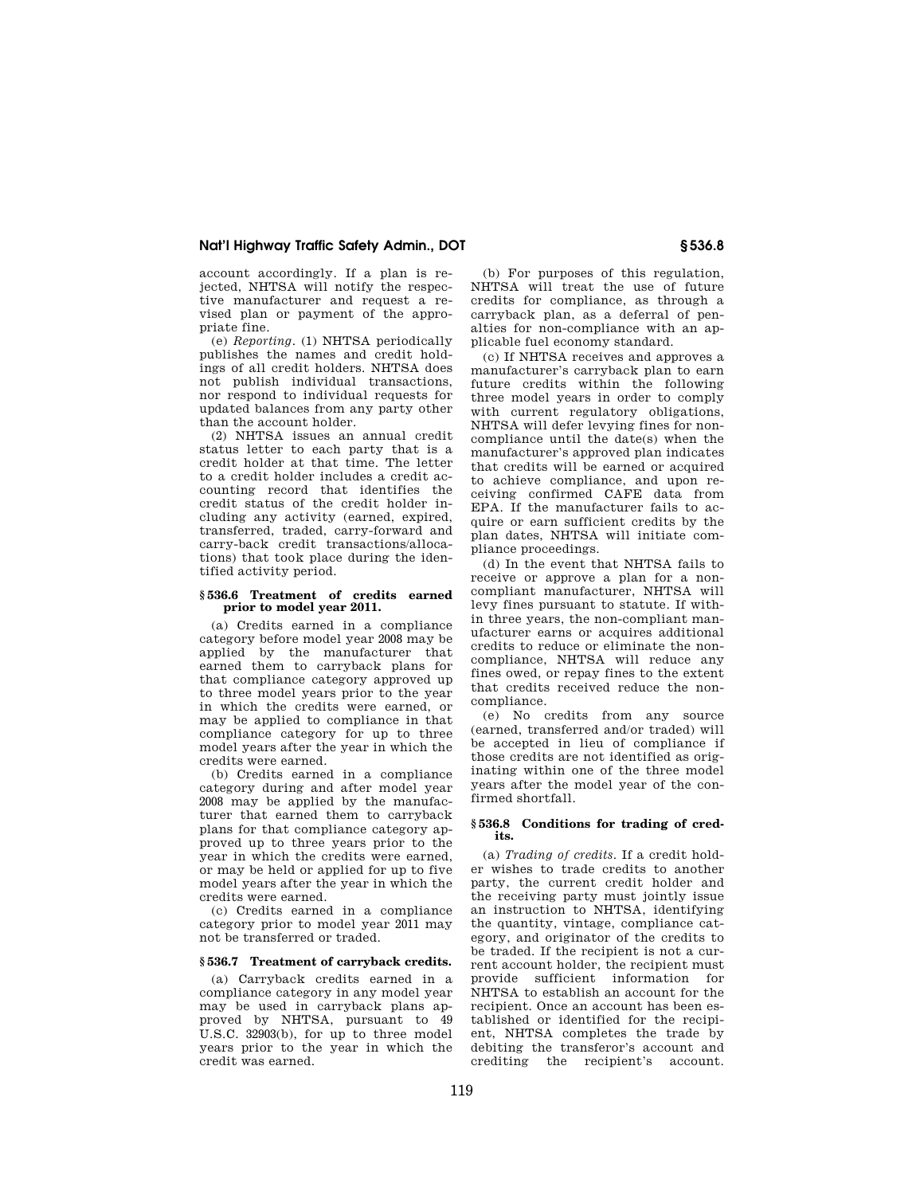account accordingly. If a plan is rejected, NHTSA will notify the respective manufacturer and request a revised plan or payment of the appropriate fine.

(e) *Reporting*. (1) NHTSA periodically publishes the names and credit holdings of all credit holders. NHTSA does not publish individual transactions, nor respond to individual requests for updated balances from any party other than the account holder.

(2) NHTSA issues an annual credit status letter to each party that is a credit holder at that time. The letter to a credit holder includes a credit accounting record that identifies the credit status of the credit holder including any activity (earned, expired, transferred, traded, carry-forward and carry-back credit transactions/allocations) that took place during the identified activity period.

### § 536.6 Treatment of credits earned prior to model year 2011.

(a) Credits earned in a compliance category before model year 2008 may be applied by the manufacturer that earned them to carryback plans for that compliance category approved up to three model years prior to the year in which the credits were earned, or may be applied to compliance in that compliance category for up to three model years after the year in which the credits were earned.

(b) Credits earned in a compliance category during and after model year 2008 may be applied by the manufacturer that earned them to carryback plans for that compliance category approved up to three years prior to the year in which the credits were earned, or may be held or applied for up to five model years after the year in which the credits were earned.

(c) Credits earned in a compliance category prior to model year 2011 may not be transferred or traded.

### § 536.7 Treatment of carryback credits.

(a) Carryback credits earned in a compliance category in any model year may be used in carryback plans approved by NHTSA, pursuant to 49 U.S.C. 32903(b), for up to three model years prior to the year in which the credit was earned.

(b) For purposes of this regulation, NHTSA will treat the use of future credits for compliance, as through a carryback plan, as a deferral of penalties for non-compliance with an applicable fuel economy standard.

(c) If NHTSA receives and approves a manufacturer's carryback plan to earn future credits within the following three model years in order to comply with current regulatory obligations, NHTSA will defer levying fines for non-compliance until the date(s) when the manufacturer's approved plan indicates that credits will be earned or acquired to achieve compliance, and upon receiving confirmed CAFE data from EPA. If the manufacturer fails to acquire or earn sufficient credits by the plan dates, NHTSA will initiate compliance proceedings.

(d) In the event that NHTSA fails to receive or approve a plan for a non-compliant manufacturer, NHTSA will levy fines pursuant to statute. If within three years, the non-compliant manufacturer earns or acquires additional credits to reduce or eliminate the non-compliance, NHTSA will reduce any fines owed, or repay fines to the extent that credits received reduce the non-compliance.

(e) No credits from any source (earned, transferred and/or traded) will be accepted in lieu of compliance if those credits are not identified as originating within one of the three model years after the model year of the confirmed shortfall.

### § 536.8 Conditions for trading of credits.

(a) *Trading of credits*. If a credit holder wishes to trade credits to another party, the current credit holder and the receiving party must jointly issue an instruction to NHTSA, identifying the quantity, vintage, compliance category, and originator of the credits to be traded. If the recipient is not a current account holder, the recipient must provide sufficient information for NHTSA to establish an account for the recipient. Once an account has been established or identified for the recipient, NHTSA completes the trade by debiting the transferor's account and crediting the recipient's account.